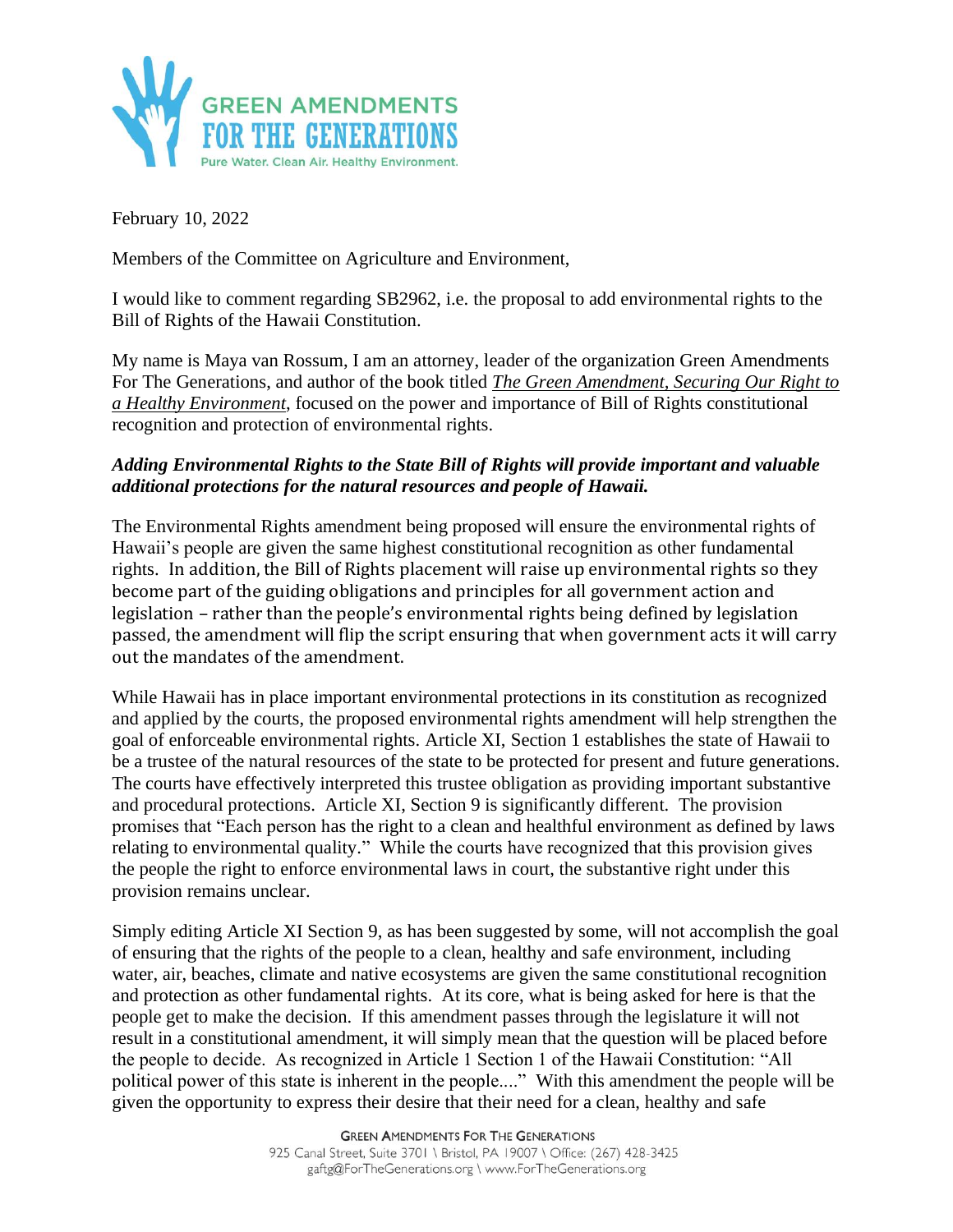GREEN AMENDMENTS FOR THE GENERATIONS
Pure Water. Clean Air. Healthy Environment.

February 10, 2022

Members of the Committee on Agriculture and Environment,

I would like to comment regarding SB2962, i.e. the proposal to add environmental rights to the Bill of Rights of the Hawaii Constitution.

My name is Maya van Rossum, I am an attorney, leader of the organization Green Amendments For The Generations, and author of the book titled ***The Green Amendment, Securing Our Right to a Healthy Environment***, focused on the power and importance of Bill of Rights constitutional recognition and protection of environmental rights.

***Adding Environmental Rights to the State Bill of Rights will provide important and valuable additional protections for the natural resources and people of Hawaii.***

The Environmental Rights amendment being proposed will ensure the environmental rights of Hawaii's people are given the same highest constitutional recognition as other fundamental rights. In addition, the Bill of Rights placement will raise up environmental rights so they become part of the guiding obligations and principles for all government action and legislation – rather than the people's environmental rights being defined by legislation passed, the amendment will flip the script ensuring that when government acts it will carry out the mandates of the amendment.

While Hawaii has in place important environmental protections in its constitution as recognized and applied by the courts, the proposed environmental rights amendment will help strengthen the goal of enforceable environmental rights. Article XI, Section 1 establishes the state of Hawaii to be a trustee of the natural resources of the state to be protected for present and future generations. The courts have effectively interpreted this trustee obligation as providing important substantive and procedural protections. Article XI, Section 9 is significantly different. The provision promises that "Each person has the right to a clean and healthful environment as defined by laws relating to environmental quality." While the courts have recognized that this provision gives the people the right to enforce environmental laws in court, the substantive right under this provision remains unclear.

Simply editing Article XI Section 9, as has been suggested by some, will not accomplish the goal of ensuring that the rights of the people to a clean, healthy and safe environment, including water, air, beaches, climate and native ecosystems are given the same constitutional recognition and protection as other fundamental rights. At its core, what is being asked for here is that the people get to make the decision. If this amendment passes through the legislature it will not result in a constitutional amendment, it will simply mean that the question will be placed before the people to decide. As recognized in Article 1 Section 1 of the Hawaii Constitution: "All political power of this state is inherent in the people...." With this amendment the people will be given the opportunity to express their desire that their need for a clean, healthy and safe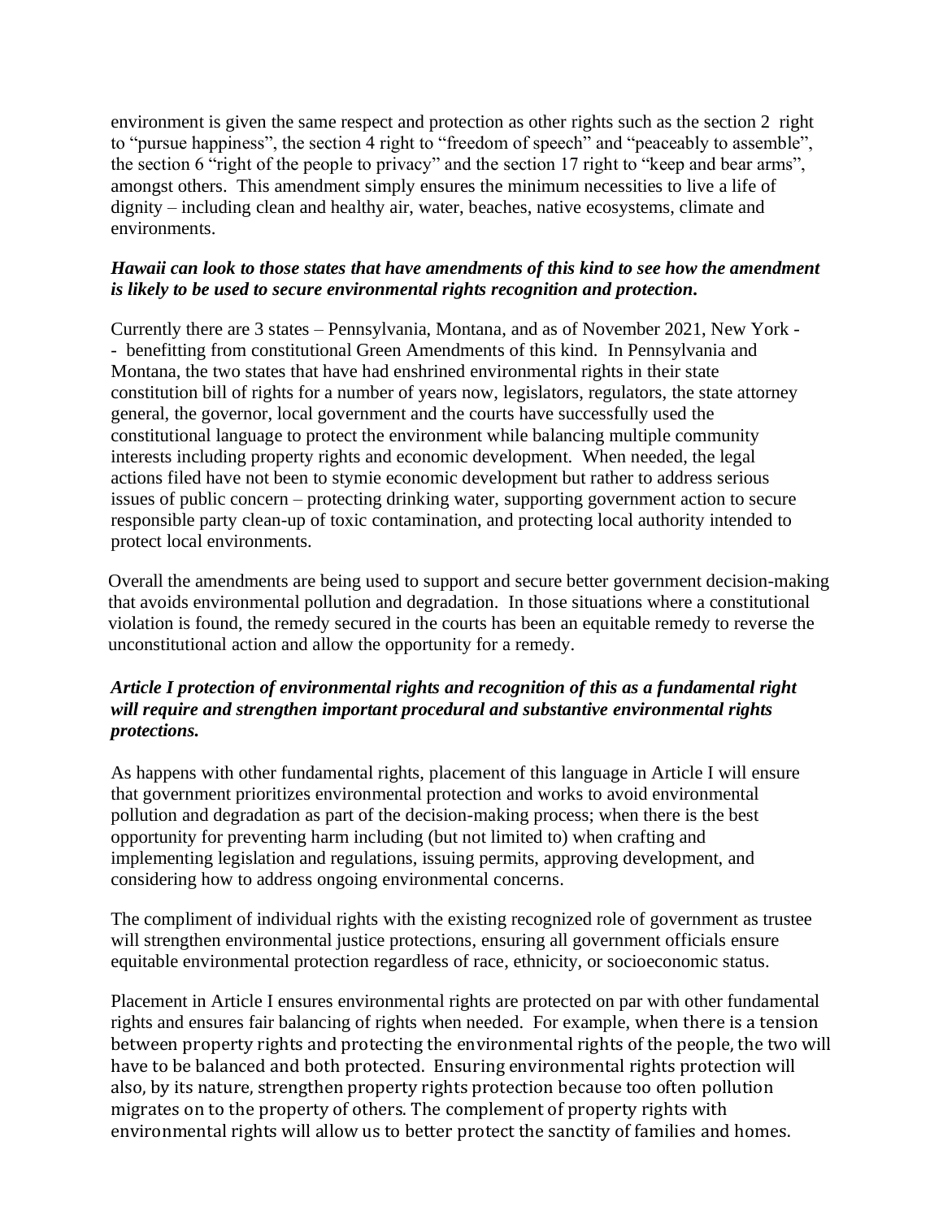environment is given the same respect and protection as other rights such as the section 2 right to "pursue happiness", the section 4 right to "freedom of speech" and "peaceably to assemble", the section 6 "right of the people to privacy" and the section 17 right to "keep and bear arms", amongst others. This amendment simply ensures the minimum necessities to live a life of dignity – including clean and healthy air, water, beaches, native ecosystems, climate and environments.

***Hawaii can look to those states that have amendments of this kind to see how the amendment is likely to be used to secure environmental rights recognition and protection.***

Currently there are 3 states – Pennsylvania, Montana, and as of November 2021, New York -- benefitting from constitutional Green Amendments of this kind. In Pennsylvania and Montana, the two states that have had enshrined environmental rights in their state constitution bill of rights for a number of years now, legislators, regulators, the state attorney general, the governor, local government and the courts have successfully used the constitutional language to protect the environment while balancing multiple community interests including property rights and economic development. When needed, the legal actions filed have not been to stymie economic development but rather to address serious issues of public concern – protecting drinking water, supporting government action to secure responsible party clean-up of toxic contamination, and protecting local authority intended to protect local environments.

Overall the amendments are being used to support and secure better government decision-making that avoids environmental pollution and degradation. In those situations where a constitutional violation is found, the remedy secured in the courts has been an equitable remedy to reverse the unconstitutional action and allow the opportunity for a remedy.

***Article I protection of environmental rights and recognition of this as a fundamental right will require and strengthen important procedural and substantive environmental rights protections.***

As happens with other fundamental rights, placement of this language in Article I will ensure that government prioritizes environmental protection and works to avoid environmental pollution and degradation as part of the decision-making process; when there is the best opportunity for preventing harm including (but not limited to) when crafting and implementing legislation and regulations, issuing permits, approving development, and considering how to address ongoing environmental concerns.

The compliment of individual rights with the existing recognized role of government as trustee will strengthen environmental justice protections, ensuring all government officials ensure equitable environmental protection regardless of race, ethnicity, or socioeconomic status.

Placement in Article I ensures environmental rights are protected on par with other fundamental rights and ensures fair balancing of rights when needed. For example, when there is a tension between property rights and protecting the environmental rights of the people, the two will have to be balanced and both protected. Ensuring environmental rights protection will also, by its nature, strengthen property rights protection because too often pollution migrates on to the property of others. The complement of property rights with environmental rights will allow us to better protect the sanctity of families and homes.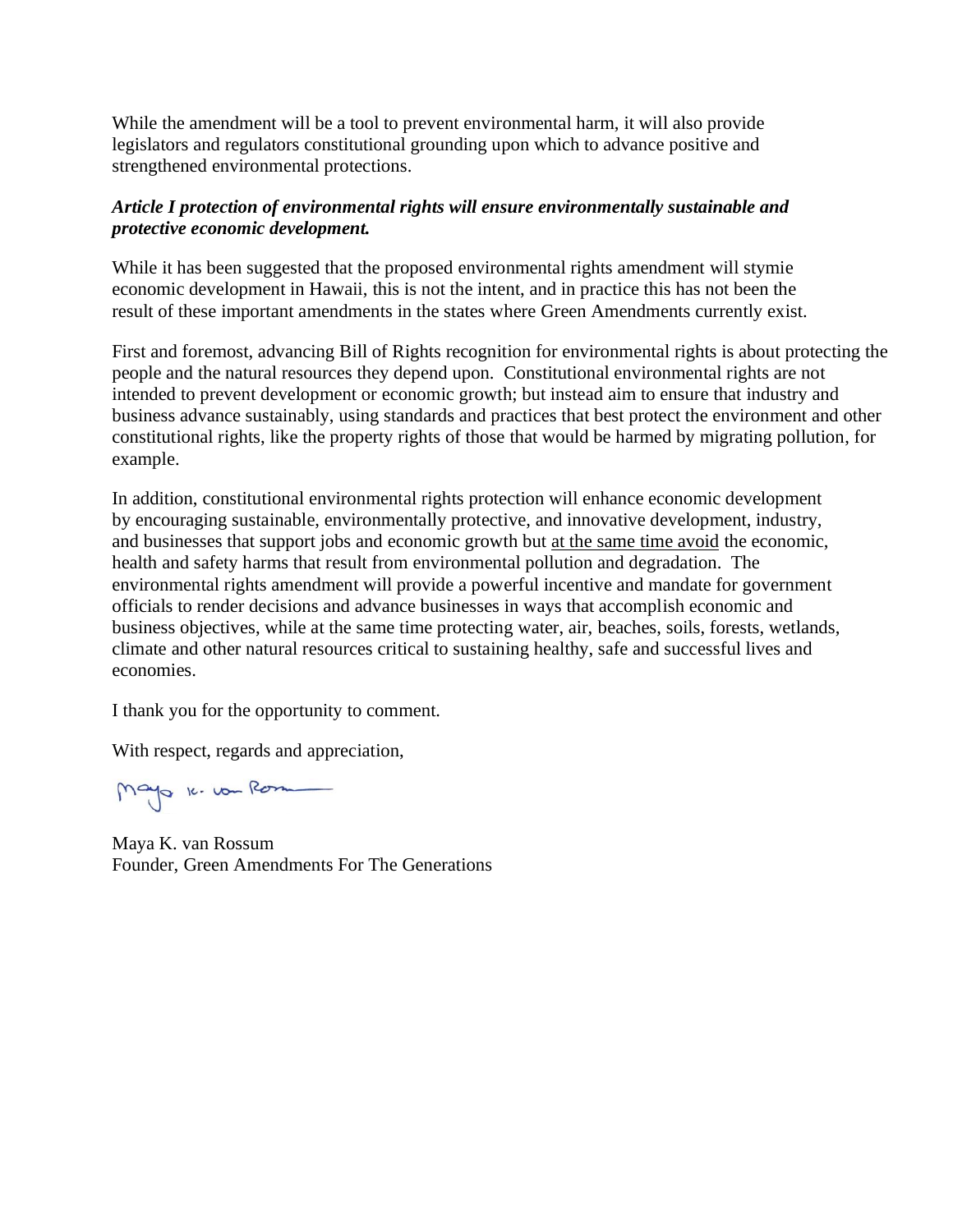While the amendment will be a tool to prevent environmental harm, it will also provide legislators and regulators constitutional grounding upon which to advance positive and strengthened environmental protections.

***Article I protection of environmental rights will ensure environmentally sustainable and protective economic development.***

While it has been suggested that the proposed environmental rights amendment will stymie economic development in Hawaii, this is not the intent, and in practice this has not been the result of these important amendments in the states where Green Amendments currently exist.

First and foremost, advancing Bill of Rights recognition for environmental rights is about protecting the people and the natural resources they depend upon. Constitutional environmental rights are not intended to prevent development or economic growth; but instead aim to ensure that industry and business advance sustainably, using standards and practices that best protect the environment and other constitutional rights, like the property rights of those that would be harmed by migrating pollution, for example.

In addition, constitutional environmental rights protection will enhance economic development by encouraging sustainable, environmentally protective, and innovative development, industry, and businesses that support jobs and economic growth but <u>at the same time avoid</u> the economic, health and safety harms that result from environmental pollution and degradation. The environmental rights amendment will provide a powerful incentive and mandate for government officials to render decisions and advance businesses in ways that accomplish economic and business objectives, while at the same time protecting water, air, beaches, soils, forests, wetlands, climate and other natural resources critical to sustaining healthy, safe and successful lives and economies.

I thank you for the opportunity to comment.

With respect, regards and appreciation,

Maya K. van Rossum

Maya K. van Rossum
Founder, Green Amendments For The Generations